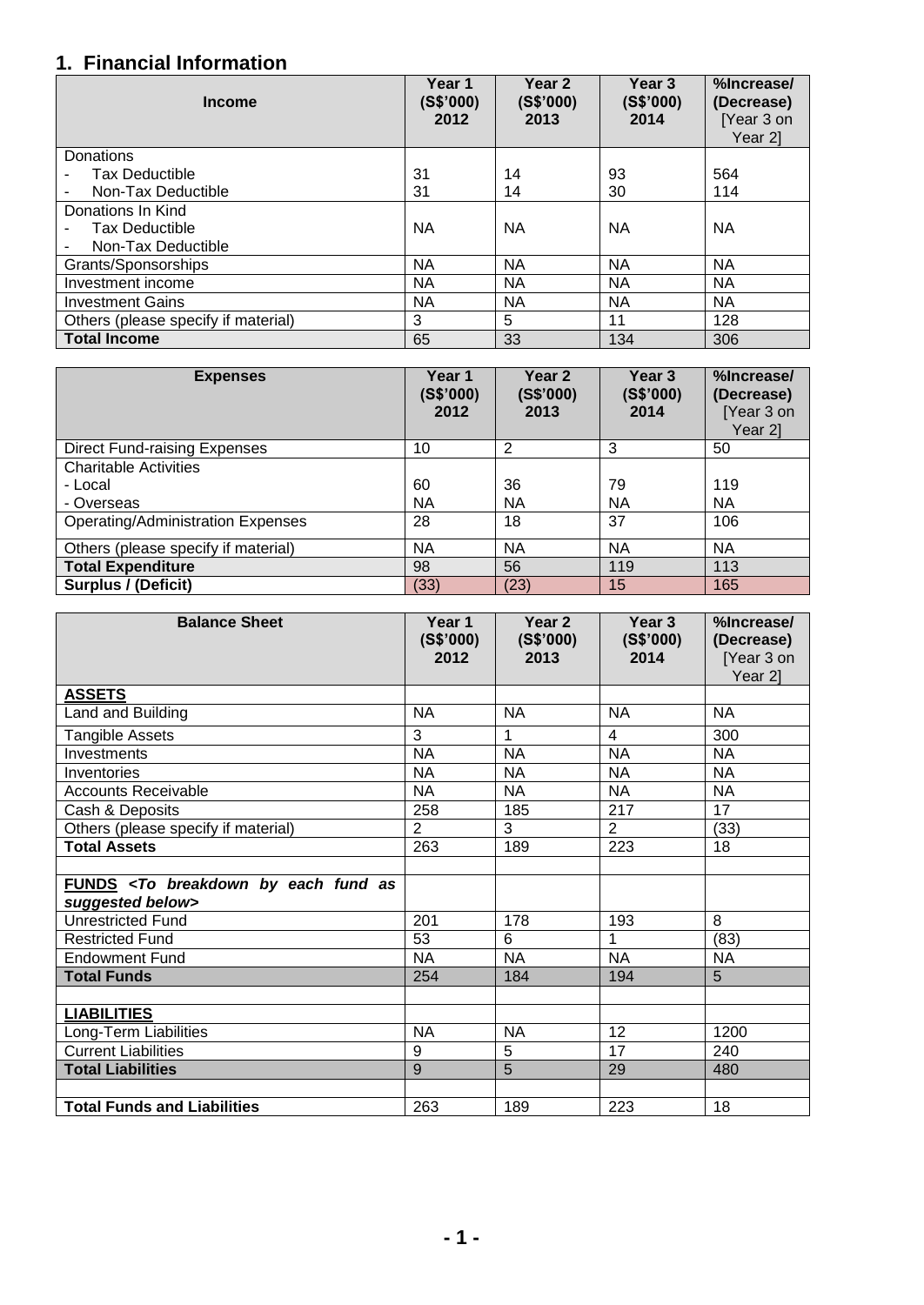## 1. Financial Information

| Income | Year 1 (S$'000) 2012 | Year 2 (S$'000) 2013 | Year 3 (S$'000) 2014 | %Increase/ (Decrease) [Year 3 on Year 2] |
|---|---|---|---|---|
| Donations | | | | |
| - Tax Deductible | 31 | 14 | 93 | 564 |
| - Non-Tax Deductible | 31 | 14 | 30 | 114 |
| Donations In Kind | | | | |
| - Tax Deductible | NA | NA | NA | NA |
| - Non-Tax Deductible | | | | |
| Grants/Sponsorships | NA | NA | NA | NA |
| Investment income | NA | NA | NA | NA |
| Investment Gains | NA | NA | NA | NA |
| Others (please specify if material) | 3 | 5 | 11 | 128 |
| **Total Income** | 65 | 33 | 134 | 306 |

| Expenses | Year 1 (S$'000) 2012 | Year 2 (S$'000) 2013 | Year 3 (S$'000) 2014 | %Increase/ (Decrease) [Year 3 on Year 2] |
|---|---|---|---|---|
| Direct Fund-raising Expenses | 10 | 2 | 3 | 50 |
| Charitable Activities | | | | |
| - Local | 60 | 36 | 79 | 119 |
| - Overseas | NA | NA | NA | NA |
| Operating/Administration Expenses | 28 | 18 | 37 | 106 |
| Others (please specify if material) | NA | NA | NA | NA |
| **Total Expenditure** | 98 | 56 | 119 | 113 |
| **Surplus / (Deficit)** | (33) | (23) | 15 | 165 |

| Balance Sheet | Year 1 (S$'000) 2012 | Year 2 (S$'000) 2013 | Year 3 (S$'000) 2014 | %Increase/ (Decrease) [Year 3 on Year 2] |
|---|---|---|---|---|
| **ASSETS** | | | | |
| Land and Building | NA | NA | NA | NA |
| Tangible Assets | 3 | 1 | 4 | 300 |
| Investments | NA | NA | NA | NA |
| Inventories | NA | NA | NA | NA |
| Accounts Receivable | NA | NA | NA | NA |
| Cash & Deposits | 258 | 185 | 217 | 17 |
| Others (please specify if material) | 2 | 3 | 2 | (33) |
| **Total Assets** | 263 | 189 | 223 | 18 |
| | | | | |
| **FUNDS** ***<To breakdown by each fund as suggested below>*** | | | | |
| Unrestricted Fund | 201 | 178 | 193 | 8 |
| Restricted Fund | 53 | 6 | 1 | (83) |
| Endowment Fund | NA | NA | NA | NA |
| **Total Funds** | 254 | 184 | 194 | 5 |
| | | | | |
| **LIABILITIES** | | | | |
| Long-Term Liabilities | NA | NA | 12 | 1200 |
| Current Liabilities | 9 | 5 | 17 | 240 |
| **Total Liabilities** | 9 | 5 | 29 | 480 |
| | | | | |
| **Total Funds and Liabilities** | 263 | 189 | 223 | 18 |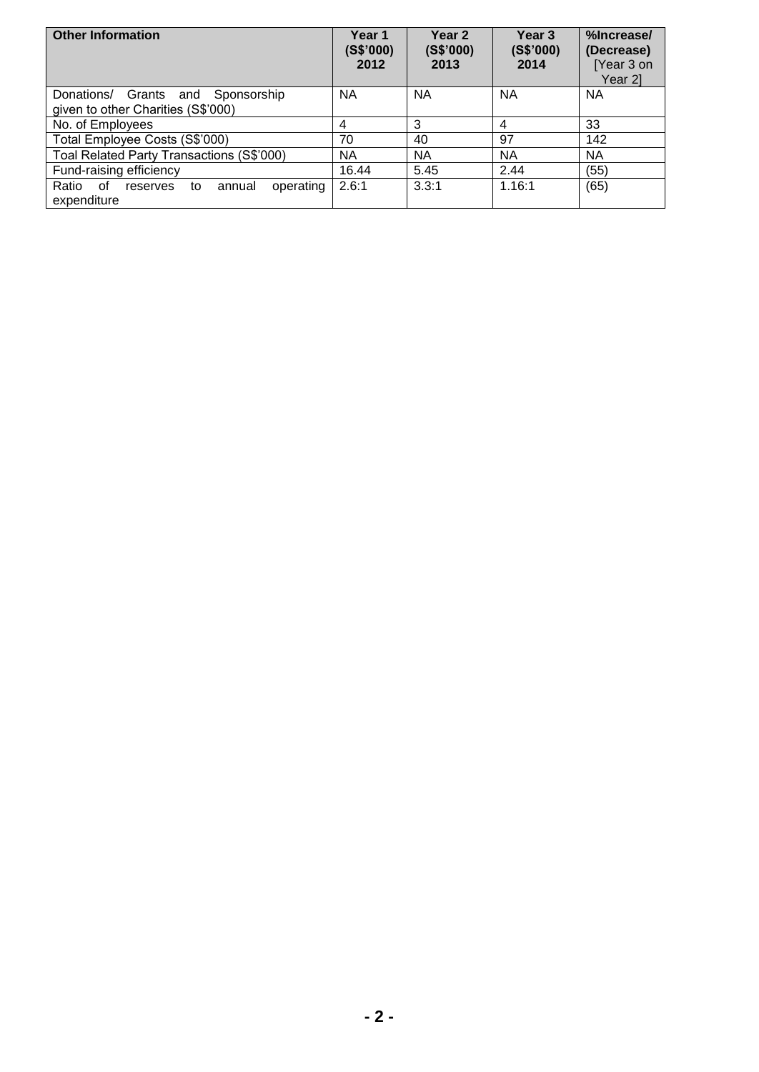| Other Information | Year 1 (S$'000) 2012 | Year 2 (S$'000) 2013 | Year 3 (S$'000) 2014 | %Increase/ (Decrease) [Year 3 on Year 2] |
|---|---|---|---|---|
| Donations/ Grants and Sponsorship given to other Charities (S$'000) | NA | NA | NA | NA |
| No. of Employees | 4 | 3 | 4 | 33 |
| Total Employee Costs (S$'000) | 70 | 40 | 97 | 142 |
| Toal Related Party Transactions (S$'000) | NA | NA | NA | NA |
| Fund-raising efficiency | 16.44 | 5.45 | 2.44 | (55) |
| Ratio of reserves to annual operating expenditure | 2.6:1 | 3.3:1 | 1.16:1 | (65) |